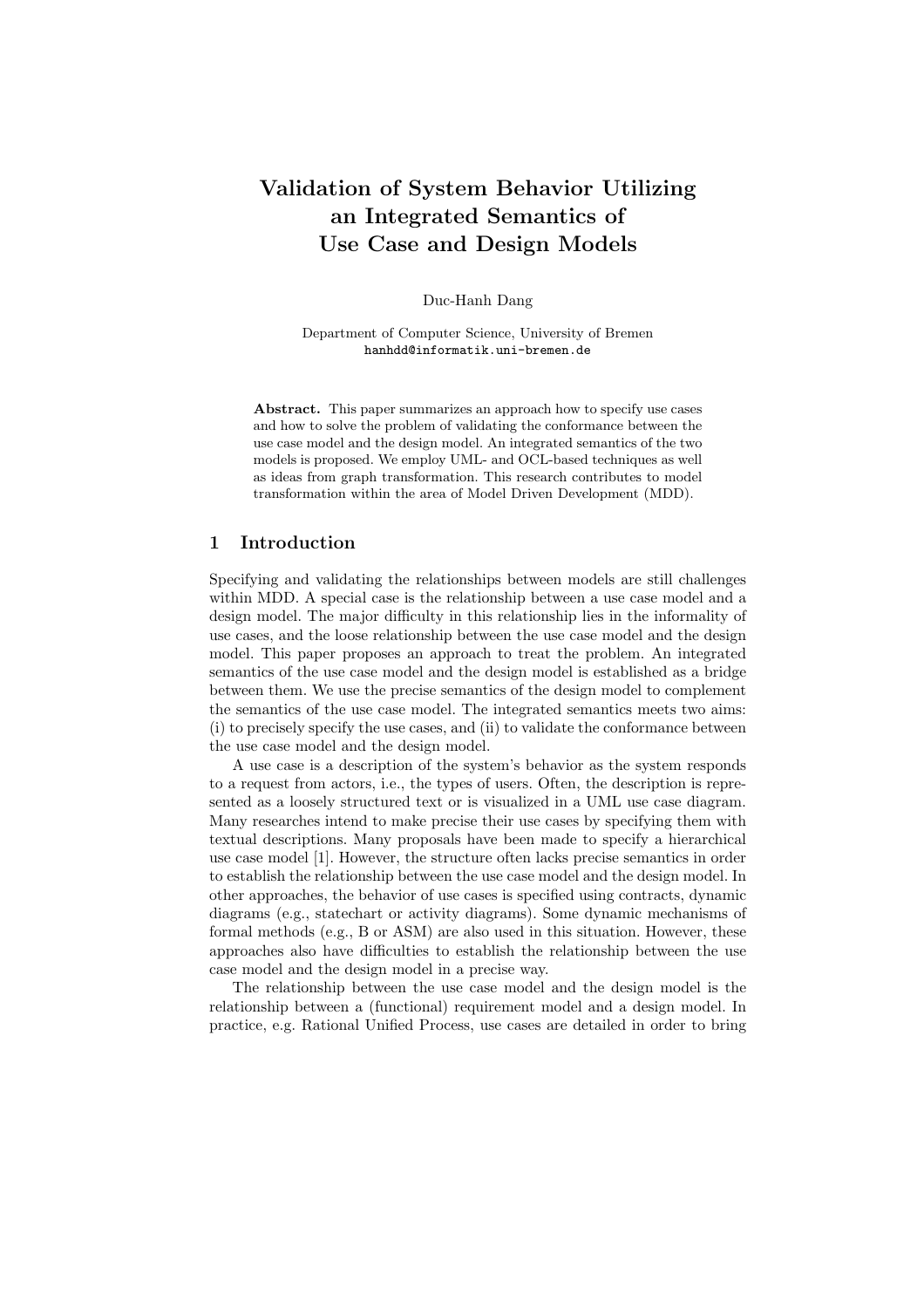# Validation of System Behavior Utilizing an Integrated Semantics of Use Case and Design Models

Duc-Hanh Dang

Department of Computer Science, University of Bremen
hanhdd@informatik.uni-bremen.de

**Abstract.** This paper summarizes an approach how to specify use cases and how to solve the problem of validating the conformance between the use case model and the design model. An integrated semantics of the two models is proposed. We employ UML- and OCL-based techniques as well as ideas from graph transformation. This research contributes to model transformation within the area of Model Driven Development (MDD).

## 1 Introduction

Specifying and validating the relationships between models are still challenges within MDD. A special case is the relationship between a use case model and a design model. The major difficulty in this relationship lies in the informality of use cases, and the loose relationship between the use case model and the design model. This paper proposes an approach to treat the problem. An integrated semantics of the use case model and the design model is established as a bridge between them. We use the precise semantics of the design model to complement the semantics of the use case model. The integrated semantics meets two aims: (i) to precisely specify the use cases, and (ii) to validate the conformance between the use case model and the design model.

A use case is a description of the system's behavior as the system responds to a request from actors, i.e., the types of users. Often, the description is represented as a loosely structured text or is visualized in a UML use case diagram. Many researches intend to make precise their use cases by specifying them with textual descriptions. Many proposals have been made to specify a hierarchical use case model [1]. However, the structure often lacks precise semantics in order to establish the relationship between the use case model and the design model. In other approaches, the behavior of use cases is specified using contracts, dynamic diagrams (e.g., statechart or activity diagrams). Some dynamic mechanisms of formal methods (e.g., B or ASM) are also used in this situation. However, these approaches also have difficulties to establish the relationship between the use case model and the design model in a precise way.

The relationship between the use case model and the design model is the relationship between a (functional) requirement model and a design model. In practice, e.g. Rational Unified Process, use cases are detailed in order to bring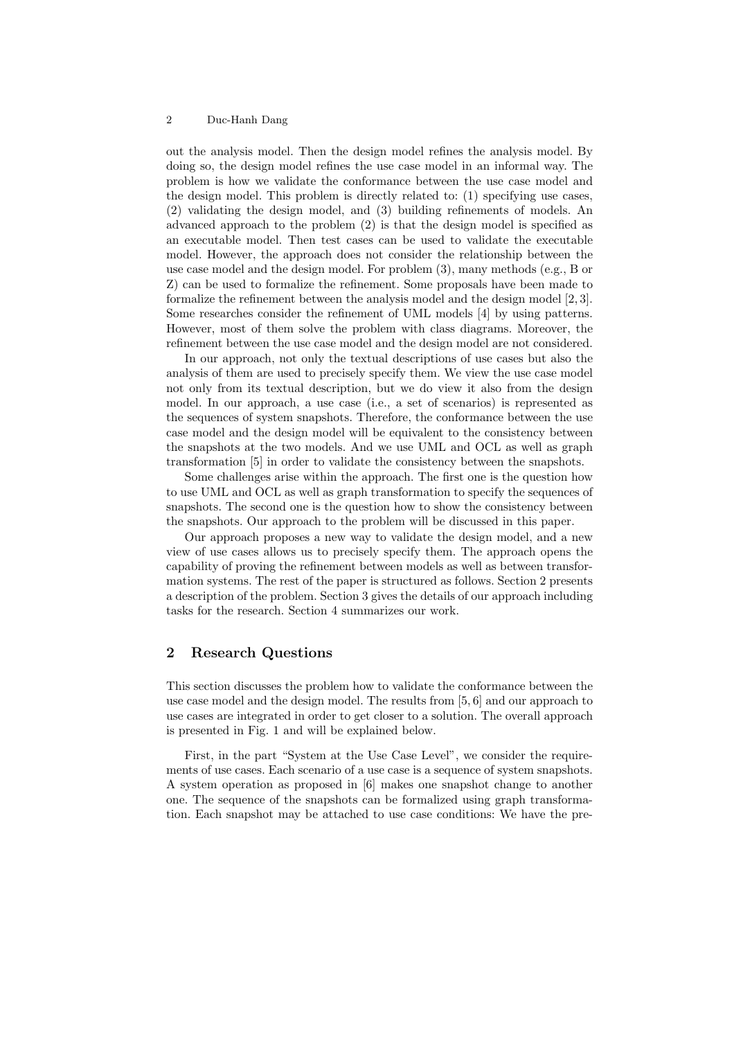out the analysis model. Then the design model refines the analysis model. By doing so, the design model refines the use case model in an informal way. The problem is how we validate the conformance between the use case model and the design model. This problem is directly related to: (1) specifying use cases, (2) validating the design model, and (3) building refinements of models. An advanced approach to the problem (2) is that the design model is specified as an executable model. Then test cases can be used to validate the executable model. However, the approach does not consider the relationship between the use case model and the design model. For problem (3), many methods (e.g., B or Z) can be used to formalize the refinement. Some proposals have been made to formalize the refinement between the analysis model and the design model [2, 3]. Some researches consider the refinement of UML models [4] by using patterns. However, most of them solve the problem with class diagrams. Moreover, the refinement between the use case model and the design model are not considered.

In our approach, not only the textual descriptions of use cases but also the analysis of them are used to precisely specify them. We view the use case model not only from its textual description, but we do view it also from the design model. In our approach, a use case (i.e., a set of scenarios) is represented as the sequences of system snapshots. Therefore, the conformance between the use case model and the design model will be equivalent to the consistency between the snapshots at the two models. And we use UML and OCL as well as graph transformation [5] in order to validate the consistency between the snapshots.

Some challenges arise within the approach. The first one is the question how to use UML and OCL as well as graph transformation to specify the sequences of snapshots. The second one is the question how to show the consistency between the snapshots. Our approach to the problem will be discussed in this paper.

Our approach proposes a new way to validate the design model, and a new view of use cases allows us to precisely specify them. The approach opens the capability of proving the refinement between models as well as between transformation systems. The rest of the paper is structured as follows. Section 2 presents a description of the problem. Section 3 gives the details of our approach including tasks for the research. Section 4 summarizes our work.

## 2 Research Questions

This section discusses the problem how to validate the conformance between the use case model and the design model. The results from [5, 6] and our approach to use cases are integrated in order to get closer to a solution. The overall approach is presented in Fig. 1 and will be explained below.

First, in the part "System at the Use Case Level", we consider the requirements of use cases. Each scenario of a use case is a sequence of system snapshots. A system operation as proposed in [6] makes one snapshot change to another one. The sequence of the snapshots can be formalized using graph transformation. Each snapshot may be attached to use case conditions: We have the pre-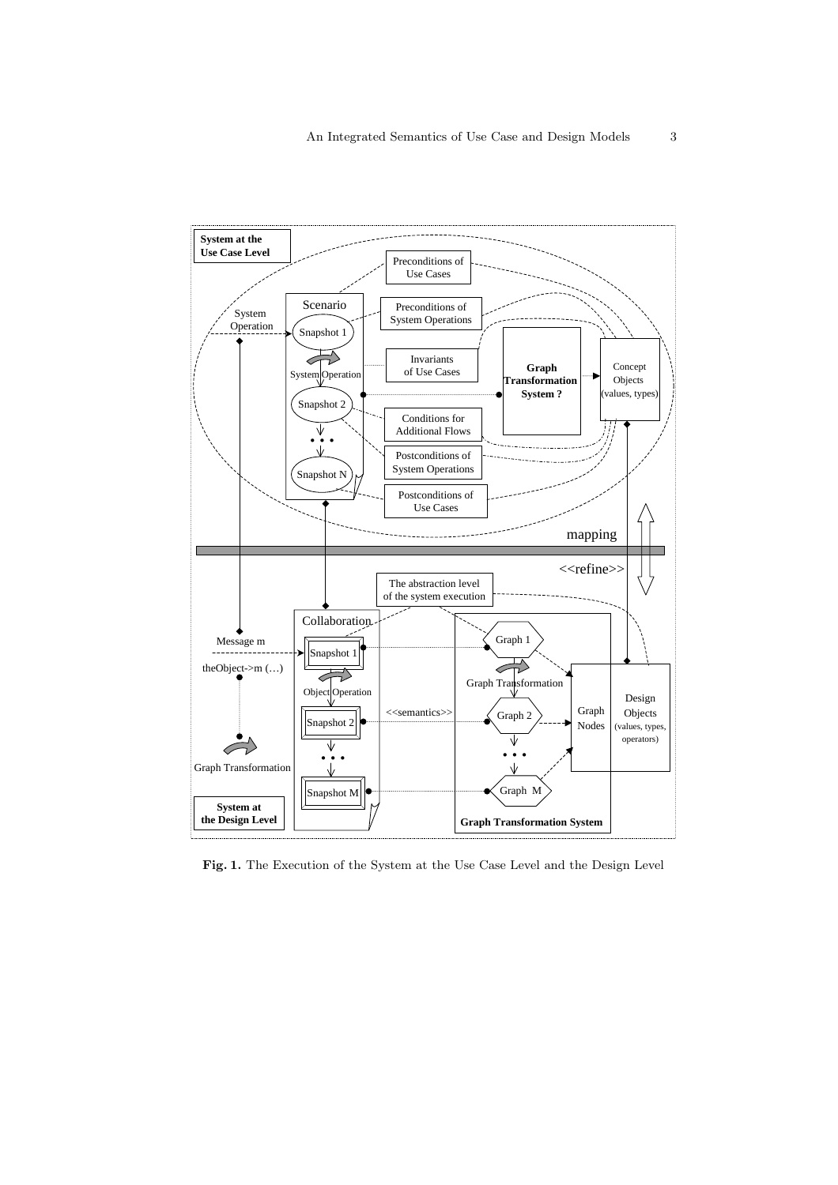**Fig. 1.** The Execution of the System at the Use Case Level and the Design Level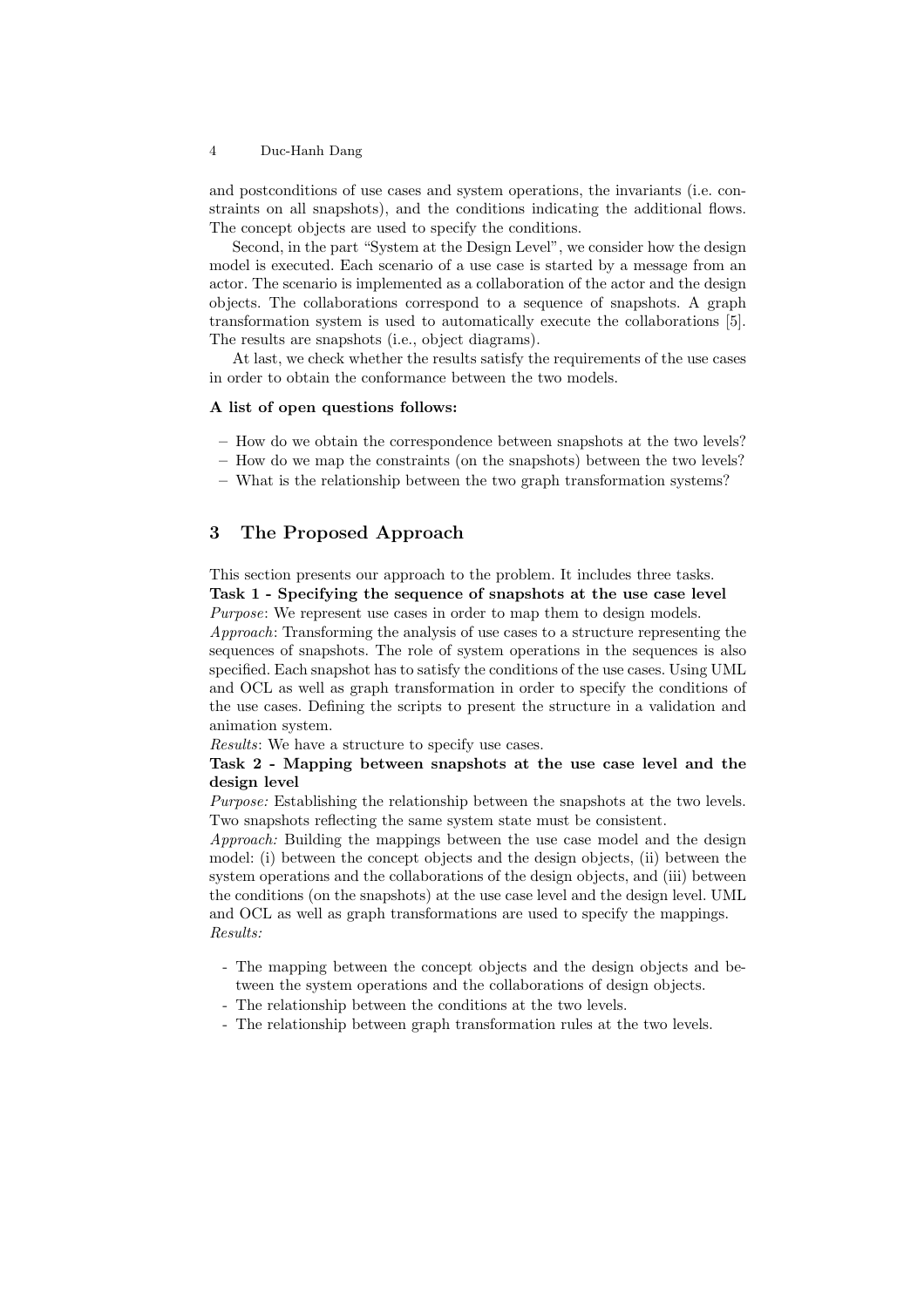and postconditions of use cases and system operations, the invariants (i.e. constraints on all snapshots), and the conditions indicating the additional flows. The concept objects are used to specify the conditions.

Second, in the part "System at the Design Level", we consider how the design model is executed. Each scenario of a use case is started by a message from an actor. The scenario is implemented as a collaboration of the actor and the design objects. The collaborations correspond to a sequence of snapshots. A graph transformation system is used to automatically execute the collaborations [5]. The results are snapshots (i.e., object diagrams).

At last, we check whether the results satisfy the requirements of the use cases in order to obtain the conformance between the two models.

**A list of open questions follows:**

- How do we obtain the correspondence between snapshots at the two levels?
- How do we map the constraints (on the snapshots) between the two levels?
- What is the relationship between the two graph transformation systems?

## 3 The Proposed Approach

This section presents our approach to the problem. It includes three tasks.

**Task 1 - Specifying the sequence of snapshots at the use case level**

*Purpose*: We represent use cases in order to map them to design models.

*Approach*: Transforming the analysis of use cases to a structure representing the sequences of snapshots. The role of system operations in the sequences is also specified. Each snapshot has to satisfy the conditions of the use cases. Using UML and OCL as well as graph transformation in order to specify the conditions of the use cases. Defining the scripts to present the structure in a validation and animation system.

*Results*: We have a structure to specify use cases.

**Task 2 - Mapping between snapshots at the use case level and the design level**

*Purpose:* Establishing the relationship between the snapshots at the two levels. Two snapshots reflecting the same system state must be consistent.

*Approach:* Building the mappings between the use case model and the design model: (i) between the concept objects and the design objects, (ii) between the system operations and the collaborations of the design objects, and (iii) between the conditions (on the snapshots) at the use case level and the design level. UML and OCL as well as graph transformations are used to specify the mappings.

*Results:*

- The mapping between the concept objects and the design objects and between the system operations and the collaborations of design objects.
- The relationship between the conditions at the two levels.
- The relationship between graph transformation rules at the two levels.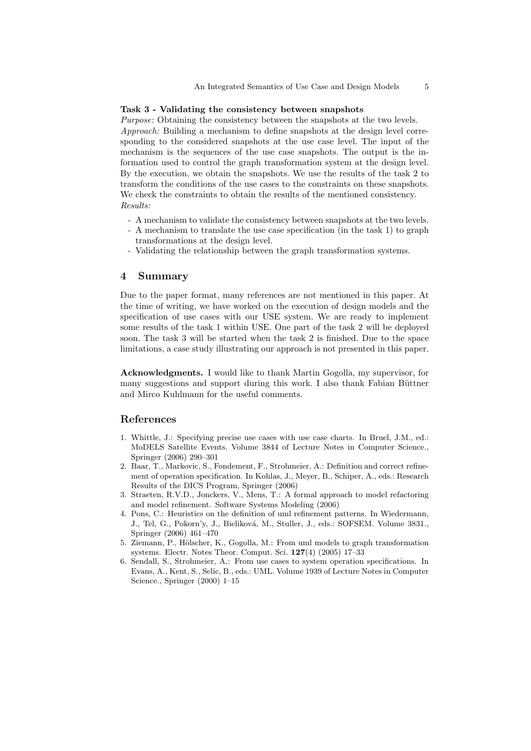**Task 3 - Validating the consistency between snapshots**

*Purpose*: Obtaining the consistency between the snapshots at the two levels.

*Approach:* Building a mechanism to define snapshots at the design level corresponding to the considered snapshots at the use case level. The input of the mechanism is the sequences of the use case snapshots. The output is the information used to control the graph transformation system at the design level. By the execution, we obtain the snapshots. We use the results of the task 2 to transform the conditions of the use cases to the constraints on these snapshots. We check the constraints to obtain the results of the mentioned consistency.

*Results:*

- A mechanism to validate the consistency between snapshots at the two levels.
- A mechanism to translate the use case specification (in the task 1) to graph transformations at the design level.
- Validating the relationship between the graph transformation systems.

## 4 Summary

Due to the paper format, many references are not mentioned in this paper. At the time of writing, we have worked on the execution of design models and the specification of use cases with our USE system. We are ready to implement some results of the task 1 within USE. One part of the task 2 will be deployed soon. The task 3 will be started when the task 2 is finished. Due to the space limitations, a case study illustrating our approach is not presented in this paper.

**Acknowledgments.** I would like to thank Martin Gogolla, my supervisor, for many suggestions and support during this work. I also thank Fabian Büttner and Mirco Kuhlmann for the useful comments.

## References

1. Whittle, J.: Specifying precise use cases with use case charts. In Bruel, J.M., ed.: MoDELS Satellite Events. Volume 3844 of Lecture Notes in Computer Science., Springer (2006) 290–301
2. Baar, T., Markovic, S., Fondement, F., Strohmeier, A.: Definition and correct refinement of operation specification. In Kohlas, J., Meyer, B., Schiper, A., eds.: Research Results of the DICS Program, Springer (2006)
3. Straeten, R.V.D., Jonckers, V., Mens, T.: A formal approach to model refactoring and model refinement. Software Systems Modeling (2006)
4. Pons, C.: Heuristics on the definition of uml refinement patterns. In Wiedermann, J., Tel, G., Pokorn'y, J., Bieliková, M., Stuller, J., eds.: SOFSEM. Volume 3831., Springer (2006) 461–470
5. Ziemann, P., Hölscher, K., Gogolla, M.: From uml models to graph transformation systems. Electr. Notes Theor. Comput. Sci. **127**(4) (2005) 17–33
6. Sendall, S., Strohmeier, A.: From use cases to system operation specifications. In Evans, A., Kent, S., Selic, B., eds.: UML. Volume 1939 of Lecture Notes in Computer Science., Springer (2000) 1–15